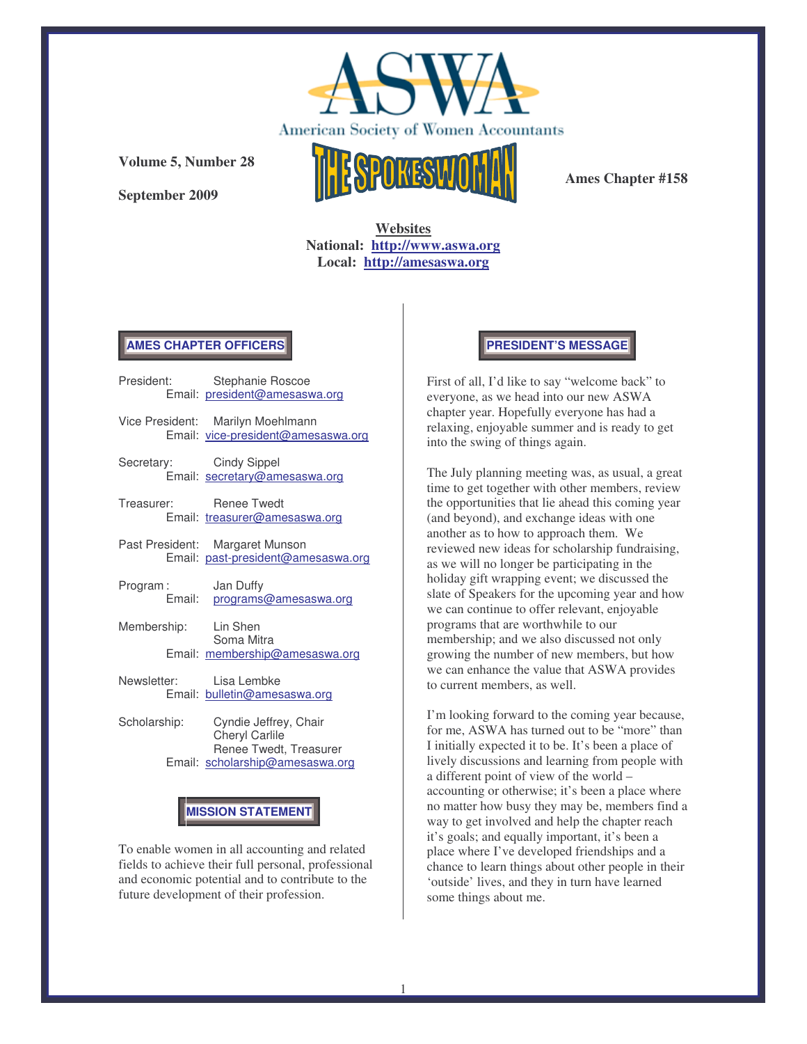# ASWA

American Society of Women Accountants

**Volume 5, Number 28**

**September 2009**

# THE SPOKESWOMAN

**Ames Chapter #158**

**Websites**
**National: http://www.aswa.org**
**Local: http://amesaswa.org**

## AMES CHAPTER OFFICERS

President: Stephanie Roscoe
Email: president@amesaswa.org

Vice President: Marilyn Moehlmann
Email: vice-president@amesaswa.org

Secretary: Cindy Sippel
Email: secretary@amesaswa.org

Treasurer: Renee Twedt
Email: treasurer@amesaswa.org

Past President: Margaret Munson
Email: past-president@amesaswa.org

Program: Jan Duffy
Email: programs@amesaswa.org

Membership: Lin Shen
Soma Mitra
Email: membership@amesaswa.org

Newsletter: Lisa Lembke
Email: bulletin@amesaswa.org

Scholarship: Cyndie Jeffrey, Chair
Cheryl Carlile
Renee Twedt, Treasurer
Email: scholarship@amesaswa.org

## MISSION STATEMENT

To enable women in all accounting and related fields to achieve their full personal, professional and economic potential and to contribute to the future development of their profession.

## PRESIDENT'S MESSAGE

First of all, I'd like to say "welcome back" to everyone, as we head into our new ASWA chapter year. Hopefully everyone has had a relaxing, enjoyable summer and is ready to get into the swing of things again.

The July planning meeting was, as usual, a great time to get together with other members, review the opportunities that lie ahead this coming year (and beyond), and exchange ideas with one another as to how to approach them. We reviewed new ideas for scholarship fundraising, as we will no longer be participating in the holiday gift wrapping event; we discussed the slate of Speakers for the upcoming year and how we can continue to offer relevant, enjoyable programs that are worthwhile to our membership; and we also discussed not only growing the number of new members, but how we can enhance the value that ASWA provides to current members, as well.

I'm looking forward to the coming year because, for me, ASWA has turned out to be "more" than I initially expected it to be. It's been a place of lively discussions and learning from people with a different point of view of the world – accounting or otherwise; it's been a place where no matter how busy they may be, members find a way to get involved and help the chapter reach it's goals; and equally important, it's been a place where I've developed friendships and a chance to learn things about other people in their 'outside' lives, and they in turn have learned some things about me.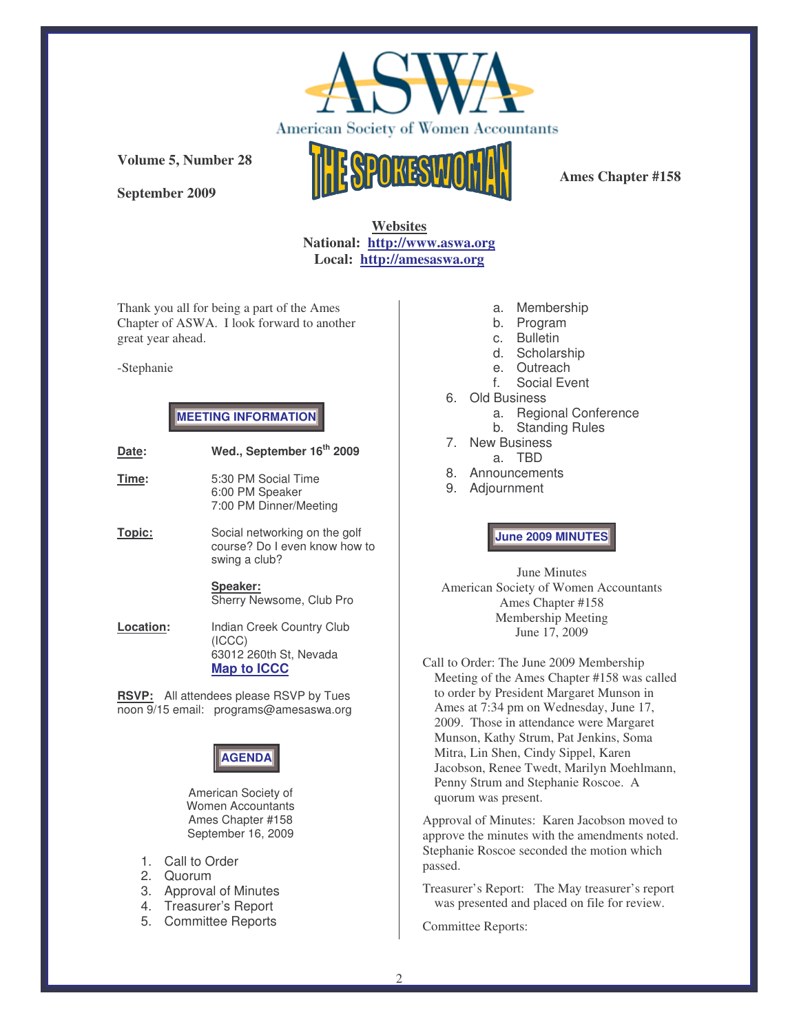# ASWA

American Society of Women Accountants

**Volume 5, Number 28**

**September 2009**

## THE SPOKESWOMAN

**Ames Chapter #158**

**Websites**
**National: http://www.aswa.org**
**Local: http://amesaswa.org**

Thank you all for being a part of the Ames Chapter of ASWA. I look forward to another great year ahead.

-Stephanie

### MEETING INFORMATION

**Date:** **Wed., September 16th 2009**

**Time:** 5:30 PM Social Time
6:00 PM Speaker
7:00 PM Dinner/Meeting

**Topic:** Social networking on the golf course? Do I even know how to swing a club?

**Speaker:**
Sherry Newsome, Club Pro

**Location:** Indian Creek Country Club (ICCC)
63012 260th St, Nevada
**Map to ICCC**

**RSVP:** All attendees please RSVP by Tues noon 9/15 email: programs@amesaswa.org

### AGENDA

American Society of Women Accountants
Ames Chapter #158
September 16, 2009

1. Call to Order
2. Quorum
3. Approval of Minutes
4. Treasurer's Report
5. Committee Reports
    a. Membership
    b. Program
    c. Bulletin
    d. Scholarship
    e. Outreach
    f. Social Event
6. Old Business
    a. Regional Conference
    b. Standing Rules
7. New Business
    a. TBD
8. Announcements
9. Adjournment

### June 2009 MINUTES

June Minutes
American Society of Women Accountants
Ames Chapter #158
Membership Meeting
June 17, 2009

Call to Order: The June 2009 Membership Meeting of the Ames Chapter #158 was called to order by President Margaret Munson in Ames at 7:34 pm on Wednesday, June 17, 2009. Those in attendance were Margaret Munson, Kathy Strum, Pat Jenkins, Soma Mitra, Lin Shen, Cindy Sippel, Karen Jacobson, Renee Twedt, Marilyn Moehlmann, Penny Strum and Stephanie Roscoe. A quorum was present.

Approval of Minutes: Karen Jacobson moved to approve the minutes with the amendments noted. Stephanie Roscoe seconded the motion which passed.

Treasurer's Report: The May treasurer's report was presented and placed on file for review.

Committee Reports: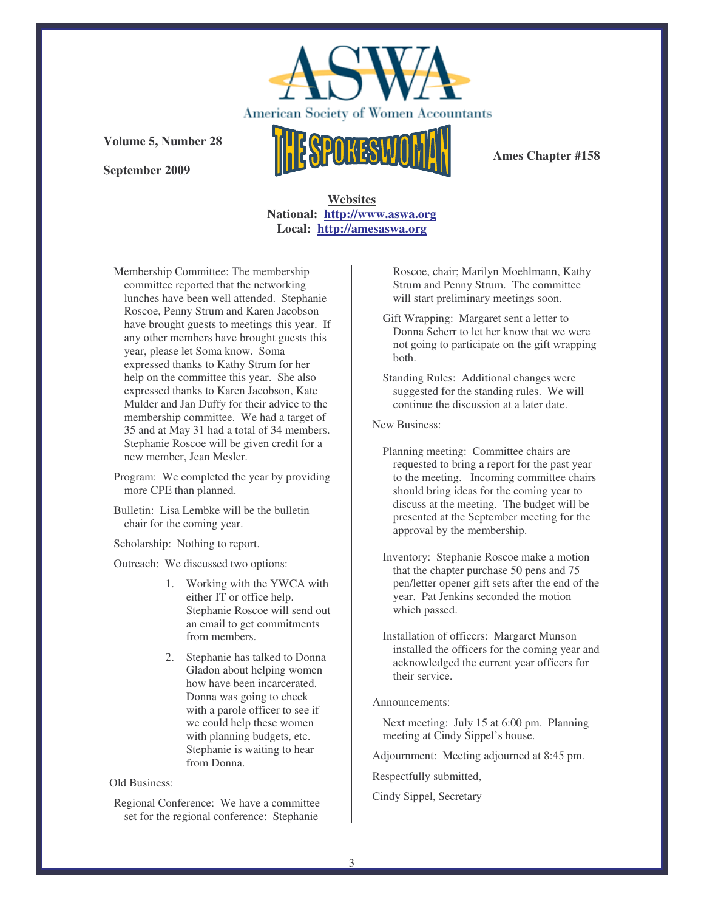**Volume 5, Number 28**

**September 2009**

**Ames Chapter #158**

**Websites**
**National: http://www.aswa.org**
**Local: http://amesaswa.org**

Membership Committee: The membership committee reported that the networking lunches have been well attended. Stephanie Roscoe, Penny Strum and Karen Jacobson have brought guests to meetings this year. If any other members have brought guests this year, please let Soma know. Soma expressed thanks to Kathy Strum for her help on the committee this year. She also expressed thanks to Karen Jacobson, Kate Mulder and Jan Duffy for their advice to the membership committee. We had a target of 35 and at May 31 had a total of 34 members. Stephanie Roscoe will be given credit for a new member, Jean Mesler.

Program: We completed the year by providing more CPE than planned.

Bulletin: Lisa Lembke will be the bulletin chair for the coming year.

Scholarship: Nothing to report.

Outreach: We discussed two options:

1. Working with the YWCA with either IT or office help. Stephanie Roscoe will send out an email to get commitments from members.
2. Stephanie has talked to Donna Gladon about helping women how have been incarcerated. Donna was going to check with a parole officer to see if we could help these women with planning budgets, etc. Stephanie is waiting to hear from Donna.

Old Business:

Regional Conference: We have a committee set for the regional conference: Stephanie Roscoe, chair; Marilyn Moehlmann, Kathy Strum and Penny Strum. The committee will start preliminary meetings soon.

Gift Wrapping: Margaret sent a letter to Donna Scherr to let her know that we were not going to participate on the gift wrapping both.

Standing Rules: Additional changes were suggested for the standing rules. We will continue the discussion at a later date.

New Business:

Planning meeting: Committee chairs are requested to bring a report for the past year to the meeting. Incoming committee chairs should bring ideas for the coming year to discuss at the meeting. The budget will be presented at the September meeting for the approval by the membership.

Inventory: Stephanie Roscoe make a motion that the chapter purchase 50 pens and 75 pen/letter opener gift sets after the end of the year. Pat Jenkins seconded the motion which passed.

Installation of officers: Margaret Munson installed the officers for the coming year and acknowledged the current year officers for their service.

Announcements:

Next meeting: July 15 at 6:00 pm. Planning meeting at Cindy Sippel's house.

Adjournment: Meeting adjourned at 8:45 pm.

Respectfully submitted,

Cindy Sippel, Secretary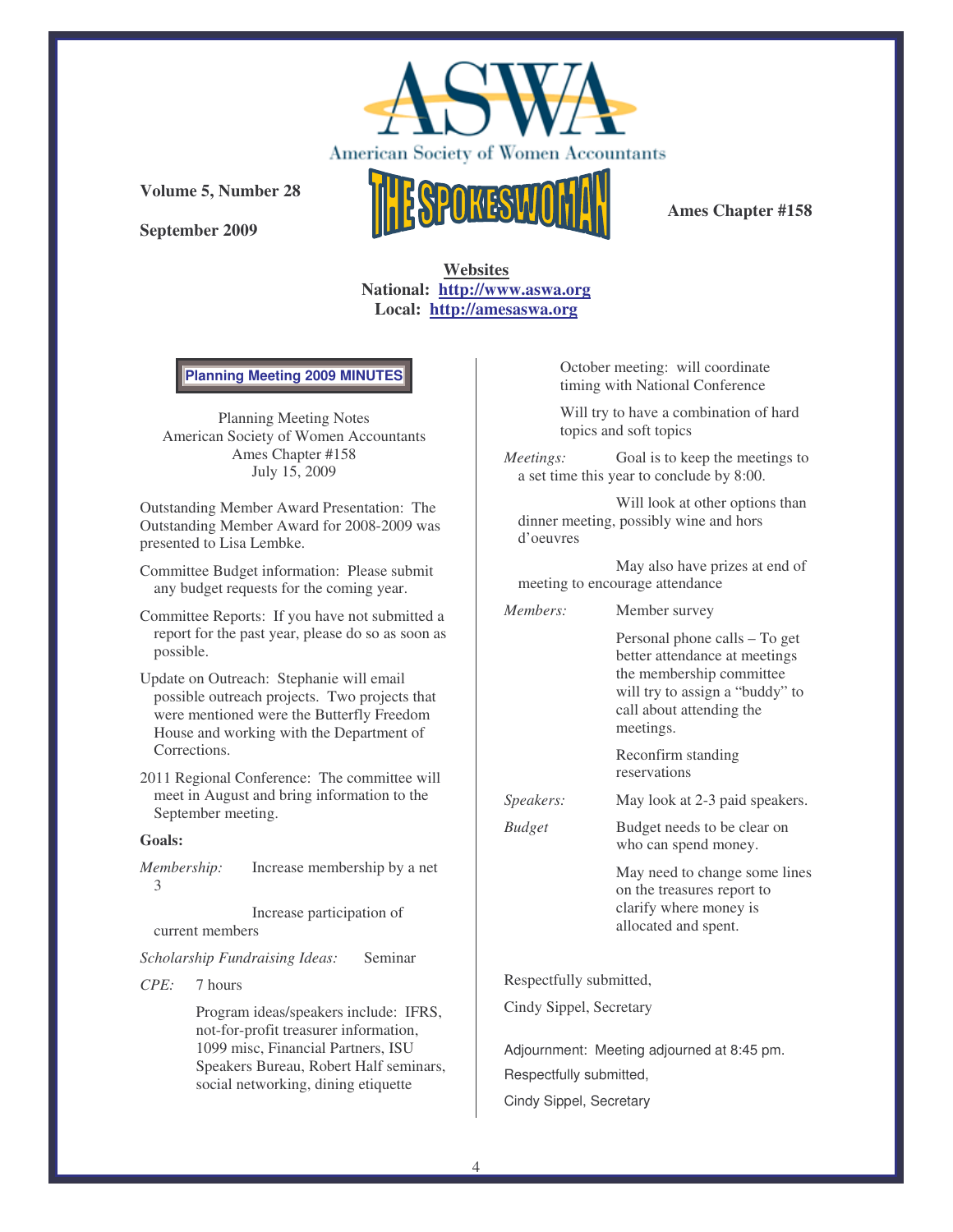**Volume 5, Number 28**

**September 2009**

**Ames Chapter #158**

**Websites**
**National: http://www.aswa.org**
**Local: http://amesaswa.org**

**Planning Meeting 2009 MINUTES**

Planning Meeting Notes
American Society of Women Accountants
Ames Chapter #158
July 15, 2009

Outstanding Member Award Presentation: The Outstanding Member Award for 2008-2009 was presented to Lisa Lembke.

Committee Budget information: Please submit any budget requests for the coming year.

Committee Reports: If you have not submitted a report for the past year, please do so as soon as possible.

Update on Outreach: Stephanie will email possible outreach projects. Two projects that were mentioned were the Butterfly Freedom House and working with the Department of Corrections.

2011 Regional Conference: The committee will meet in August and bring information to the September meeting.

**Goals:**

*Membership:* Increase membership by a net 3

Increase participation of current members

*Scholarship Fundraising Ideas:* Seminar

*CPE:* 7 hours

Program ideas/speakers include: IFRS, not-for-profit treasurer information, 1099 misc, Financial Partners, ISU Speakers Bureau, Robert Half seminars, social networking, dining etiquette

October meeting: will coordinate timing with National Conference

Will try to have a combination of hard topics and soft topics

*Meetings:* Goal is to keep the meetings to a set time this year to conclude by 8:00.

Will look at other options than dinner meeting, possibly wine and hors d'oeuvres

May also have prizes at end of meeting to encourage attendance

*Members:* Member survey

Personal phone calls – To get better attendance at meetings the membership committee will try to assign a "buddy" to call about attending the meetings.

Reconfirm standing reservations

*Speakers:* May look at 2-3 paid speakers.

*Budget* Budget needs to be clear on who can spend money.

May need to change some lines on the treasures report to clarify where money is allocated and spent.

Respectfully submitted,

Cindy Sippel, Secretary

Adjournment: Meeting adjourned at 8:45 pm.

Respectfully submitted,

Cindy Sippel, Secretary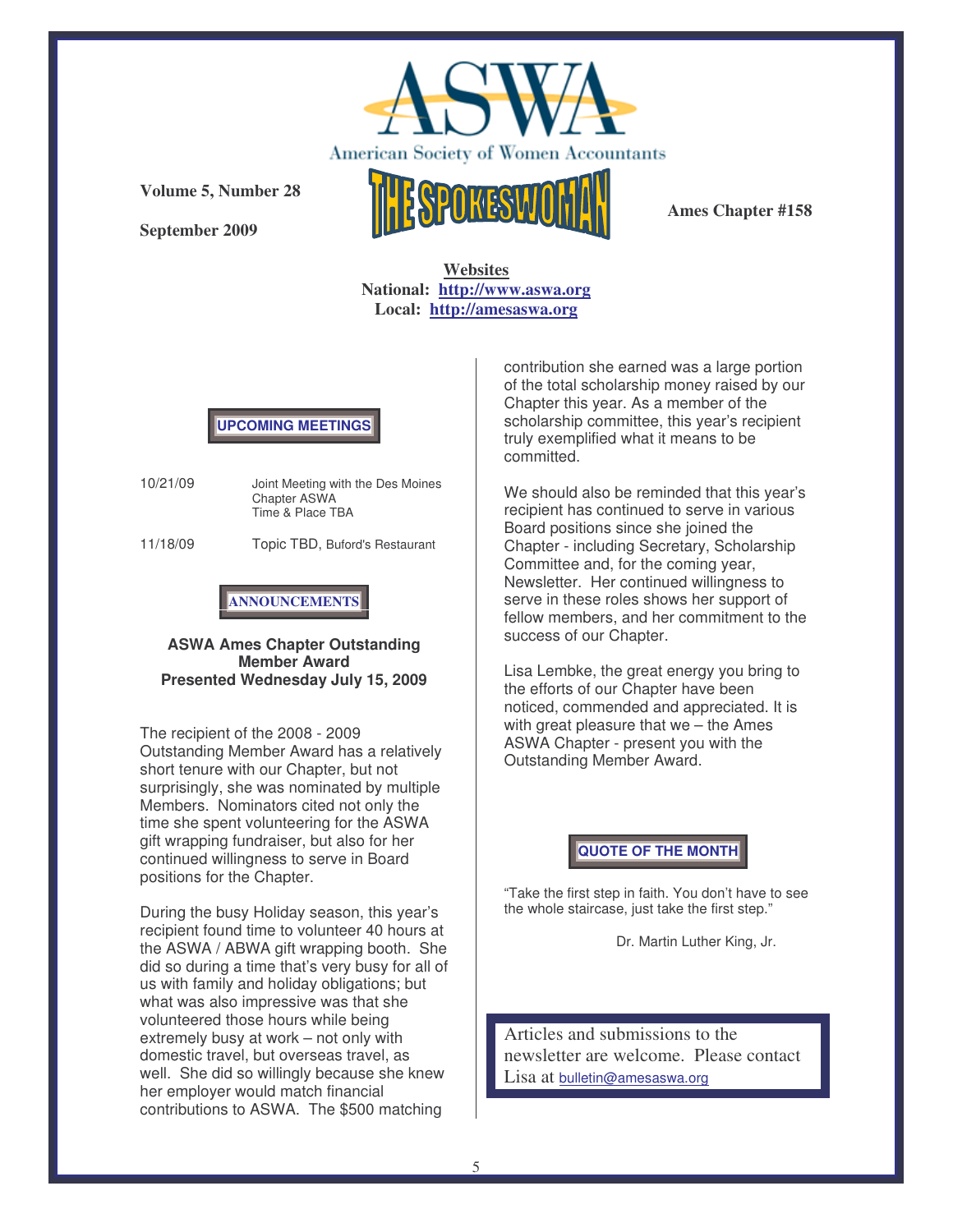American Society of Women Accountants

# THE SPOKESWOMAN

**Volume 5, Number 28**

**September 2009**

**Ames Chapter #158**

**Websites**
**National: http://www.aswa.org**
**Local: http://amesaswa.org**

## UPCOMING MEETINGS

| | |
|---|---|
| 10/21/09 | Joint Meeting with the Des Moines Chapter ASWA<br>Time & Place TBA |
| 11/18/09 | Topic TBD, Buford's Restaurant |

## ANNOUNCEMENTS

### ASWA Ames Chapter Outstanding Member Award Presented Wednesday July 15, 2009

The recipient of the 2008 - 2009 Outstanding Member Award has a relatively short tenure with our Chapter, but not surprisingly, she was nominated by multiple Members. Nominators cited not only the time she spent volunteering for the ASWA gift wrapping fundraiser, but also for her continued willingness to serve in Board positions for the Chapter.

During the busy Holiday season, this year's recipient found time to volunteer 40 hours at the ASWA / ABWA gift wrapping booth. She did so during a time that's very busy for all of us with family and holiday obligations; but what was also impressive was that she volunteered those hours while being extremely busy at work – not only with domestic travel, but overseas travel, as well. She did so willingly because she knew her employer would match financial contributions to ASWA. The $500 matching contribution she earned was a large portion of the total scholarship money raised by our Chapter this year. As a member of the scholarship committee, this year's recipient truly exemplified what it means to be committed.

We should also be reminded that this year's recipient has continued to serve in various Board positions since she joined the Chapter - including Secretary, Scholarship Committee and, for the coming year, Newsletter. Her continued willingness to serve in these roles shows her support of fellow members, and her commitment to the success of our Chapter.

Lisa Lembke, the great energy you bring to the efforts of our Chapter have been noticed, commended and appreciated. It is with great pleasure that we – the Ames ASWA Chapter - present you with the Outstanding Member Award.

## QUOTE OF THE MONTH

"Take the first step in faith. You don't have to see the whole staircase, just take the first step."

Dr. Martin Luther King, Jr.

Articles and submissions to the newsletter are welcome. Please contact Lisa at bulletin@amesaswa.org